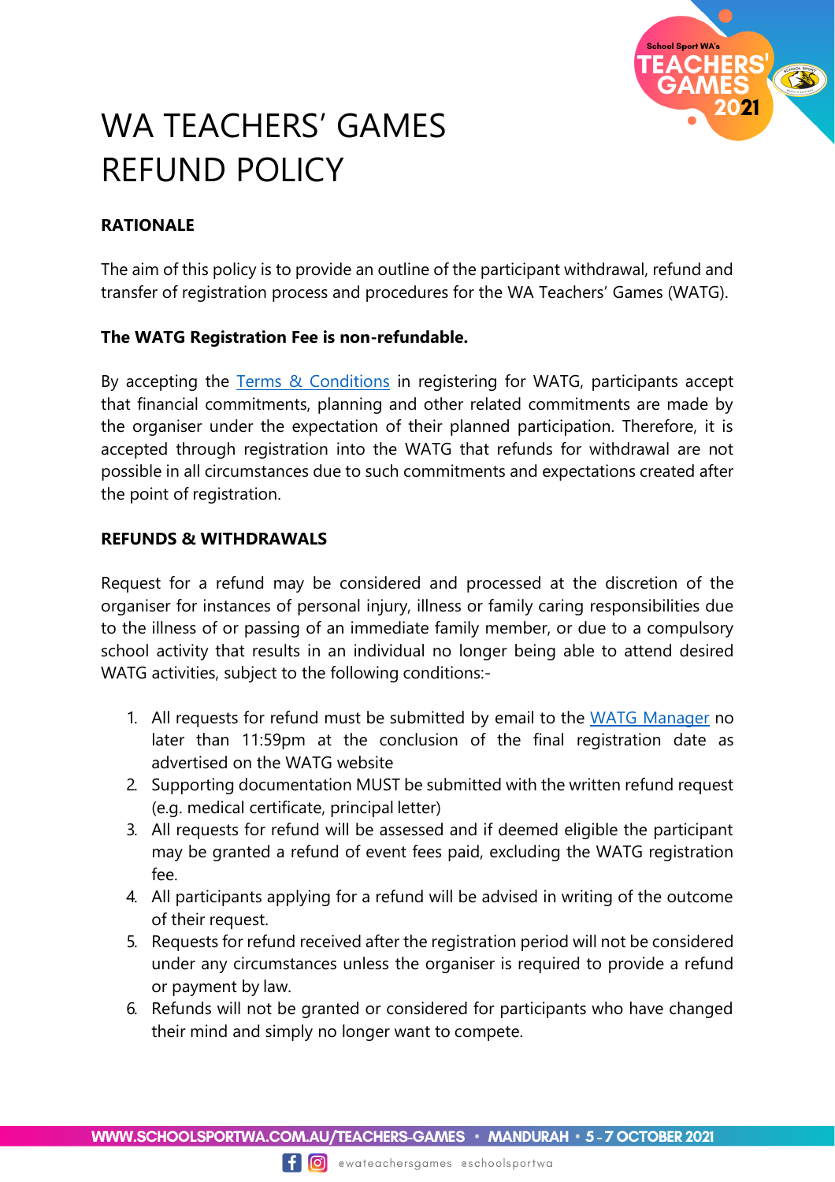# WA TEACHERS' GAMES REFUND POLICY

**RATIONALE**

The aim of this policy is to provide an outline of the participant withdrawal, refund and transfer of registration process and procedures for the WA Teachers' Games (WATG).

**The WATG Registration Fee is non-refundable.**

By accepting the Terms & Conditions in registering for WATG, participants accept that financial commitments, planning and other related commitments are made by the organiser under the expectation of their planned participation. Therefore, it is accepted through registration into the WATG that refunds for withdrawal are not possible in all circumstances due to such commitments and expectations created after the point of registration.

**REFUNDS & WITHDRAWALS**

Request for a refund may be considered and processed at the discretion of the organiser for instances of personal injury, illness or family caring responsibilities due to the illness of or passing of an immediate family member, or due to a compulsory school activity that results in an individual no longer being able to attend desired WATG activities, subject to the following conditions:-

1. All requests for refund must be submitted by email to the WATG Manager no later than 11:59pm at the conclusion of the final registration date as advertised on the WATG website
2. Supporting documentation MUST be submitted with the written refund request (e.g. medical certificate, principal letter)
3. All requests for refund will be assessed and if deemed eligible the participant may be granted a refund of event fees paid, excluding the WATG registration fee.
4. All participants applying for a refund will be advised in writing of the outcome of their request.
5. Requests for refund received after the registration period will not be considered under any circumstances unless the organiser is required to provide a refund or payment by law.
6. Refunds will not be granted or considered for participants who have changed their mind and simply no longer want to compete.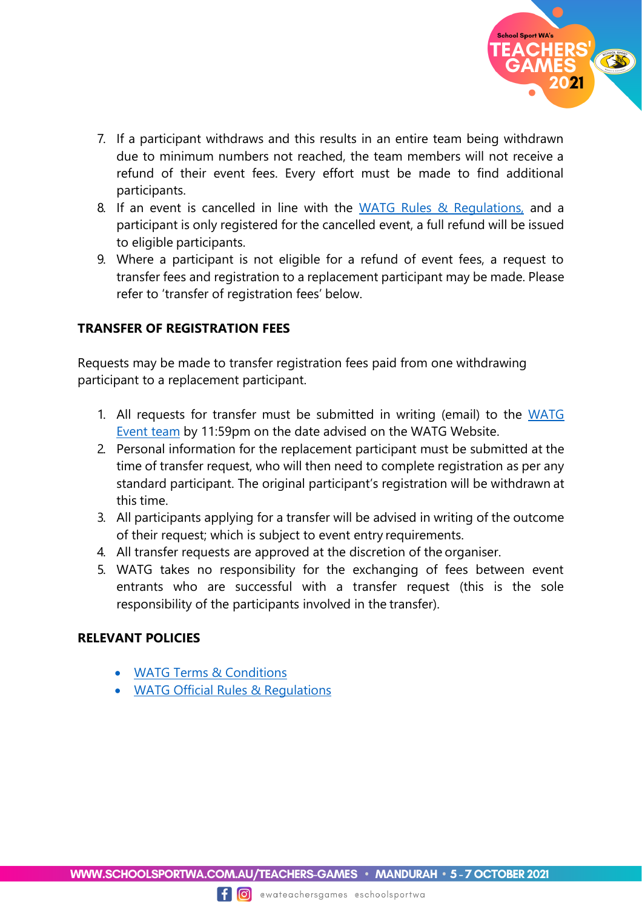7. If a participant withdraws and this results in an entire team being withdrawn due to minimum numbers not reached, the team members will not receive a refund of their event fees. Every effort must be made to find additional participants.
8. If an event is cancelled in line with the WATG Rules & Regulations, and a participant is only registered for the cancelled event, a full refund will be issued to eligible participants.
9. Where a participant is not eligible for a refund of event fees, a request to transfer fees and registration to a replacement participant may be made. Please refer to 'transfer of registration fees' below.

**TRANSFER OF REGISTRATION FEES**

Requests may be made to transfer registration fees paid from one withdrawing participant to a replacement participant.

1. All requests for transfer must be submitted in writing (email) to the WATG Event team by 11:59pm on the date advised on the WATG Website.
2. Personal information for the replacement participant must be submitted at the time of transfer request, who will then need to complete registration as per any standard participant. The original participant's registration will be withdrawn at this time.
3. All participants applying for a transfer will be advised in writing of the outcome of their request; which is subject to event entry requirements.
4. All transfer requests are approved at the discretion of the organiser.
5. WATG takes no responsibility for the exchanging of fees between event entrants who are successful with a transfer request (this is the sole responsibility of the participants involved in the transfer).

**RELEVANT POLICIES**

- WATG Terms & Conditions
- WATG Official Rules & Regulations